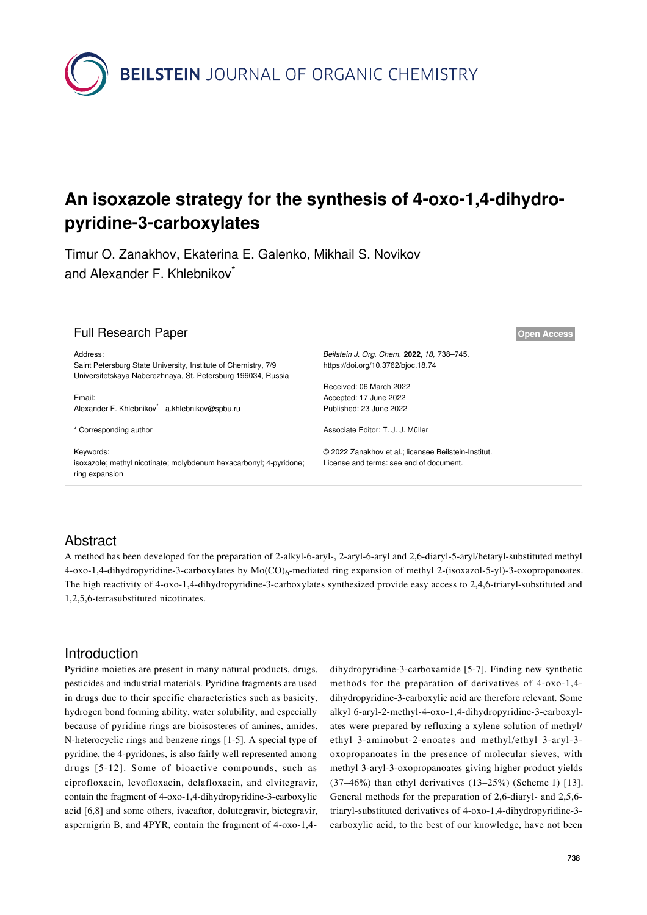# An isoxazole strategy for the synthesis of 4-oxo-1,4-dihydropyridine-3-carboxylates

Timur O. Zanakhov, Ekaterina E. Galenko, Mikhail S. Novikov and Alexander F. Khlebnikov[*]

Full Research Paper

Open Access

Address:
Saint Petersburg State University, Institute of Chemistry, 7/9 Universitetskaya Naberezhnaya, St. Petersburg 199034, Russia

Email:
Alexander F. Khlebnikov[*] - a.khlebnikov@spbu.ru

* Corresponding author

Keywords:
isoxazole; methyl nicotinate; molybdenum hexacarbonyl; 4-pyridone; ring expansion

*Beilstein J. Org. Chem.* **2022,** *18,* 738–745.
https://doi.org/10.3762/bjoc.18.74

Received: 06 March 2022
Accepted: 17 June 2022
Published: 23 June 2022

Associate Editor: T. J. J. Müller

© 2022 Zanakhov et al.; licensee Beilstein-Institut.
License and terms: see end of document.

## Abstract

A method has been developed for the preparation of 2-alkyl-6-aryl-, 2-aryl-6-aryl and 2,6-diaryl-5-aryl/hetaryl-substituted methyl 4-oxo-1,4-dihydropyridine-3-carboxylates by $Mo(CO)_6$-mediated ring expansion of methyl 2-(isoxazol-5-yl)-3-oxopropanoates. The high reactivity of 4-oxo-1,4-dihydropyridine-3-carboxylates synthesized provide easy access to 2,4,6-triaryl-substituted and 1,2,5,6-tetrasubstituted nicotinates.

## Introduction

Pyridine moieties are present in many natural products, drugs, pesticides and industrial materials. Pyridine fragments are used in drugs due to their specific characteristics such as basicity, hydrogen bond forming ability, water solubility, and especially because of pyridine rings are bioisosteres of amines, amides, N-heterocyclic rings and benzene rings [1-5]. A special type of pyridine, the 4-pyridones, is also fairly well represented among drugs [5-12]. Some of bioactive compounds, such as ciprofloxacin, levofloxacin, delafloxacin, and elvitegravir, contain the fragment of 4-oxo-1,4-dihydropyridine-3-carboxylic acid [6,8] and some others, ivacaftor, dolutegravir, bictegravir, aspernigrin B, and 4PYR, contain the fragment of 4-oxo-1,4-dihydropyridine-3-carboxamide [5-7]. Finding new synthetic methods for the preparation of derivatives of 4-oxo-1,4-dihydropyridine-3-carboxylic acid are therefore relevant. Some alkyl 6-aryl-2-methyl-4-oxo-1,4-dihydropyridine-3-carboxylates were prepared by refluxing a xylene solution of methyl/ethyl 3-aminobut-2-enoates and methyl/ethyl 3-aryl-3-oxopropanoates in the presence of molecular sieves, with methyl 3-aryl-3-oxopropanoates giving higher product yields (37–46%) than ethyl derivatives (13–25%) (Scheme 1) [13]. General methods for the preparation of 2,6-diaryl- and 2,5,6-triaryl-substituted derivatives of 4-oxo-1,4-dihydropyridine-3-carboxylic acid, to the best of our knowledge, have not been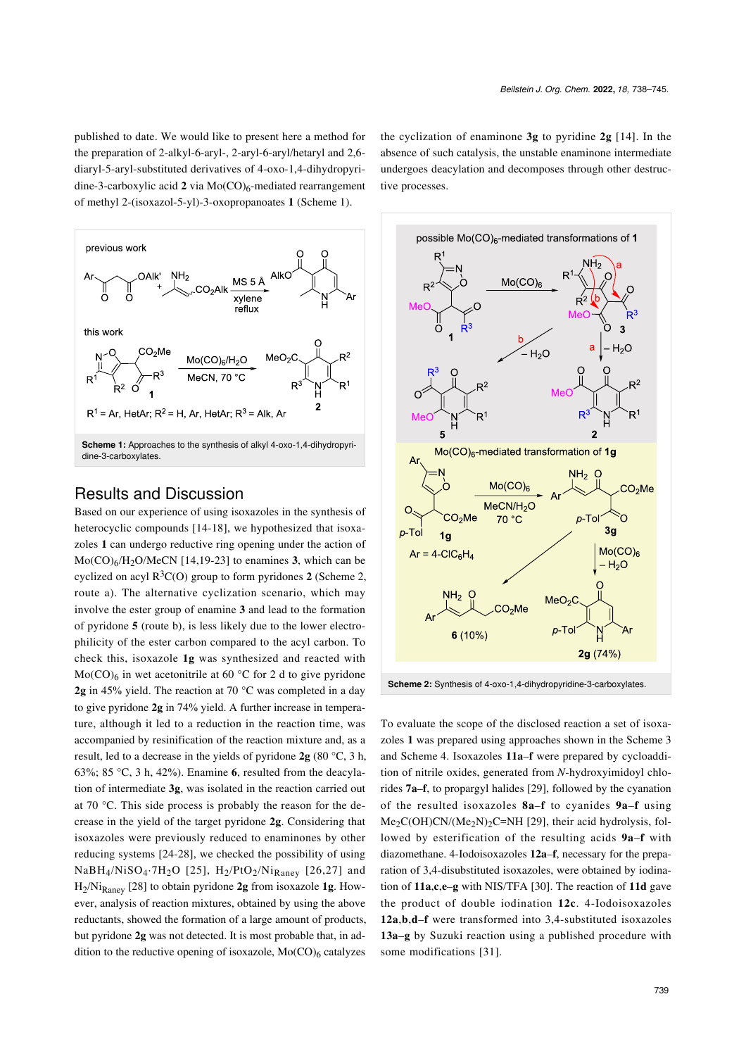published to date. We would like to present here a method for the preparation of 2-alkyl-6-aryl-, 2-aryl-6-aryl/hetaryl and 2,6-diaryl-5-aryl-substituted derivatives of 4-oxo-1,4-dihydropyridine-3-carboxylic acid **2** via $Mo(CO)_6$-mediated rearrangement of methyl 2-(isoxazol-5-yl)-3-oxopropanoates **1** (Scheme 1).

**Scheme 1:** Approaches to the synthesis of alkyl 4-oxo-1,4-dihydropyridine-3-carboxylates.

## Results and Discussion

Based on our experience of using isoxazoles in the synthesis of heterocyclic compounds [14-18], we hypothesized that isoxazoles **1** can undergo reductive ring opening under the action of $Mo(CO)_6/H_2O/MeCN$ [14,19-23] to enamines **3**, which can be cyclized on acyl $R^3C(O)$ group to form pyridones **2** (Scheme 2, route a). The alternative cyclization scenario, which may involve the ester group of enamine **3** and lead to the formation of pyridone **5** (route b), is less likely due to the lower electrophilicity of the ester carbon compared to the acyl carbon. To check this, isoxazole **1g** was synthesized and reacted with $Mo(CO)_6$ in wet acetonitrile at 60 °C for 2 d to give pyridone **2g** in 45% yield. The reaction at 70 °C was completed in a day to give pyridone **2g** in 74% yield. A further increase in temperature, although it led to a reduction in the reaction time, was accompanied by resinification of the reaction mixture and, as a result, led to a decrease in the yields of pyridone **2g** (80 °C, 3 h, 63%; 85 °C, 3 h, 42%). Enamine **6**, resulted from the deacylation of intermediate **3g**, was isolated in the reaction carried out at 70 °C. This side process is probably the reason for the decrease in the yield of the target pyridone **2g**. Considering that isoxazoles were previously reduced to enaminones by other reducing systems [24-28], we checked the possibility of using $NaBH_4/NiSO_4·7H_2O$ [25], $H_2/PtO_2/Ni_{Raney}$ [26,27] and $H_2/Ni_{Raney}$ [28] to obtain pyridone **2g** from isoxazole **1g**. However, analysis of reaction mixtures, obtained by using the above reductants, showed the formation of a large amount of products, but pyridone **2g** was not detected. It is most probable that, in addition to the reductive opening of isoxazole, $Mo(CO)_6$ catalyzes the cyclization of enaminone **3g** to pyridine **2g** [14]. In the absence of such catalysis, the unstable enaminone intermediate undergoes deacylation and decomposes through other destructive processes.

**Scheme 2:** Synthesis of 4-oxo-1,4-dihydropyridine-3-carboxylates.

To evaluate the scope of the disclosed reaction a set of isoxazoles **1** was prepared using approaches shown in the Scheme 3 and Scheme 4. Isoxazoles **11a–f** were prepared by cycloaddition of nitrile oxides, generated from *N*-hydroxyimidoyl chlorides **7a–f**, to propargyl halides [29], followed by the cyanation of the resulted isoxazoles **8a–f** to cyanides **9a–f** using $Me_2C(OH)CN/(Me_2N)_2C{=}NH$ [29], their acid hydrolysis, followed by esterification of the resulting acids **9a–f** with diazomethane. 4-Iodoisoxazoles **12a–f**, necessary for the preparation of 3,4-disubstituted isoxazoles, were obtained by iodination of **11a**,**c**,**e–g** with NIS/TFA [30]. The reaction of **11d** gave the product of double iodination **12c**. 4-Iodoisoxazoles **12a**,**b**,**d–f** were transformed into 3,4-substituted isoxazoles **13a–g** by Suzuki reaction using a published procedure with some modifications [31].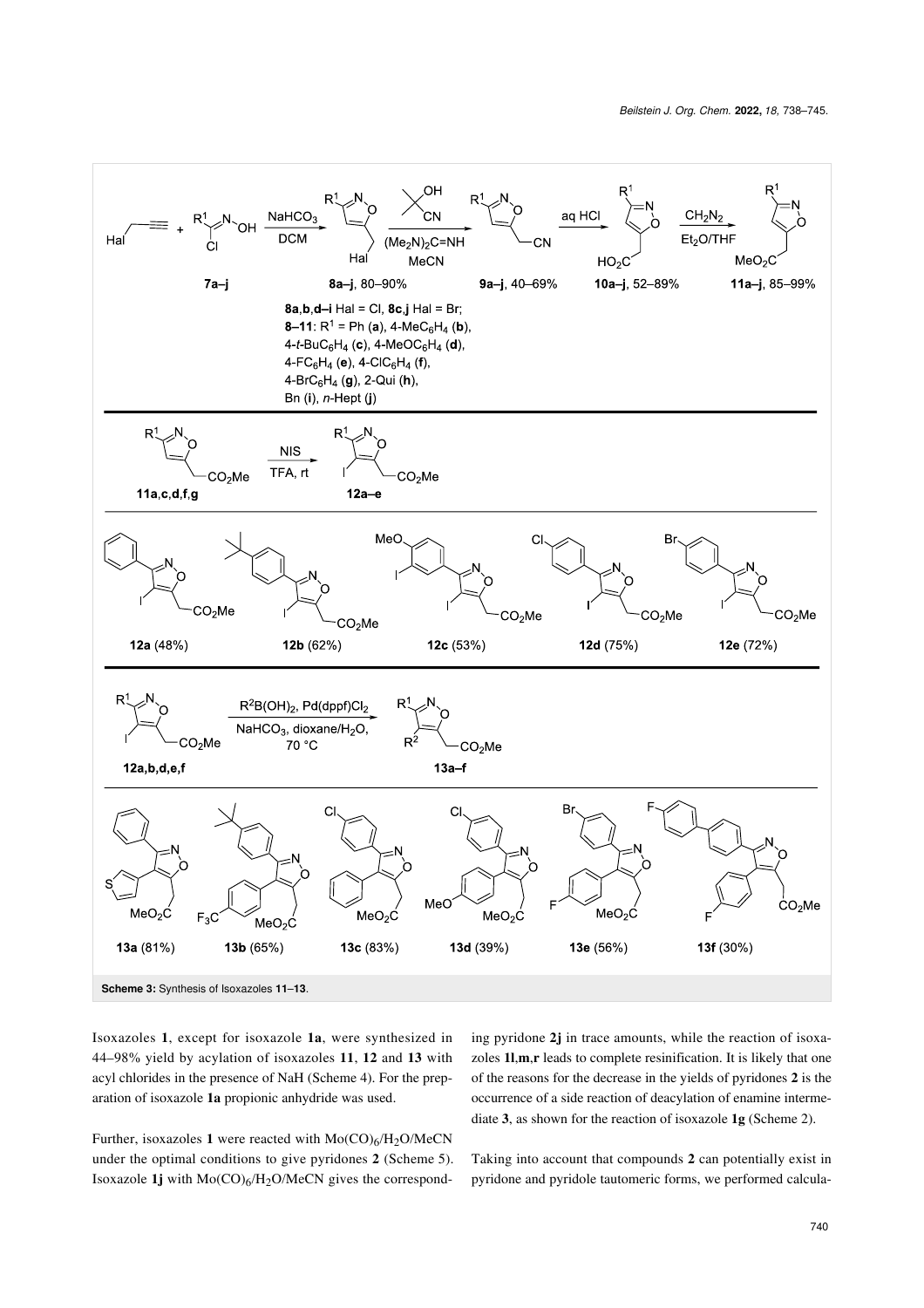Scheme 3: Synthesis of Isoxazoles **11**–**13**.

Isoxazoles **1**, except for isoxazole **1a**, were synthesized in 44–98% yield by acylation of isoxazoles **11**, **12** and **13** with acyl chlorides in the presence of NaH (Scheme 4). For the preparation of isoxazole **1a** propionic anhydride was used.

Further, isoxazoles **1** were reacted with $Mo(CO)_6/H_2O/MeCN$ under the optimal conditions to give pyridones **2** (Scheme 5). Isoxazole **1j** with $Mo(CO)_6/H_2O/MeCN$ gives the corresponding pyridone **2j** in trace amounts, while the reaction of isoxazoles **1l**,**m**,**r** leads to complete resinification. It is likely that one of the reasons for the decrease in the yields of pyridones **2** is the occurrence of a side reaction of deacylation of enamine intermediate **3**, as shown for the reaction of isoxazole **1g** (Scheme 2).

Taking into account that compounds **2** can potentially exist in pyridone and pyridole tautomeric forms, we performed calcula-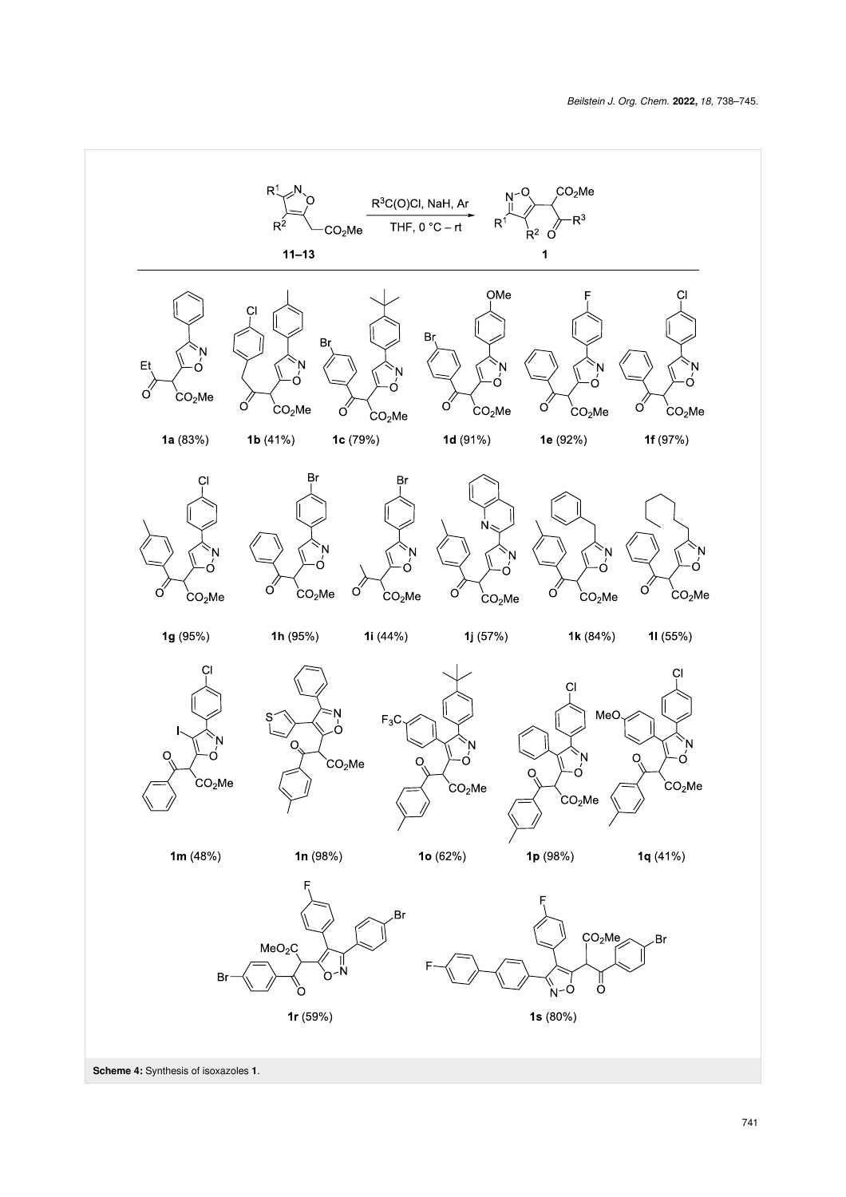Scheme 4: Synthesis of isoxazoles **1**.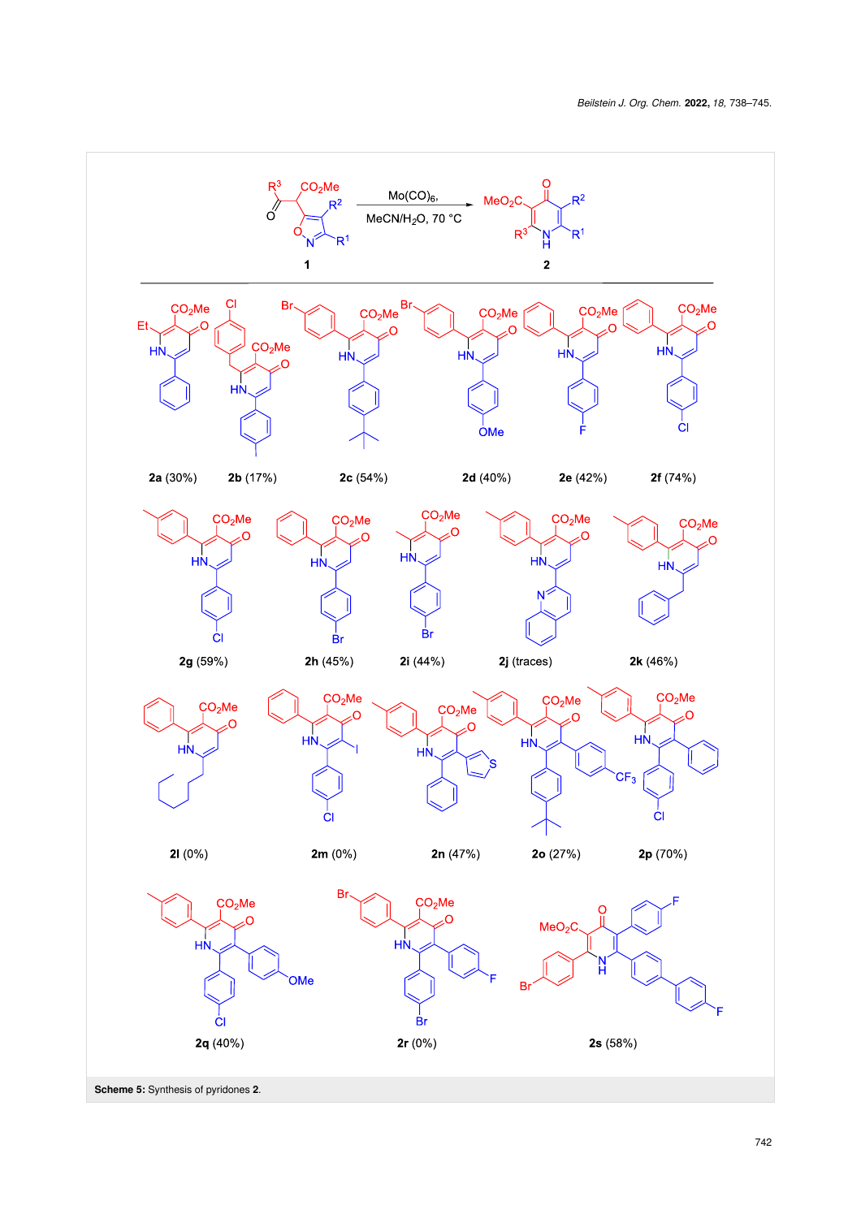Mo(CO)6, MeCN/H2O, 70 °C

**1** → **2**

**2a** (30%) **2b** (17%) **2c** (54%) **2d** (40%) **2e** (42%) **2f** (74%)

**2g** (59%) **2h** (45%) **2i** (44%) **2j** (traces) **2k** (46%)

**2l** (0%) **2m** (0%) **2n** (47%) **2o** (27%) **2p** (70%)

**2q** (40%) **2r** (0%) **2s** (58%)

**Scheme 5:** Synthesis of pyridones **2**.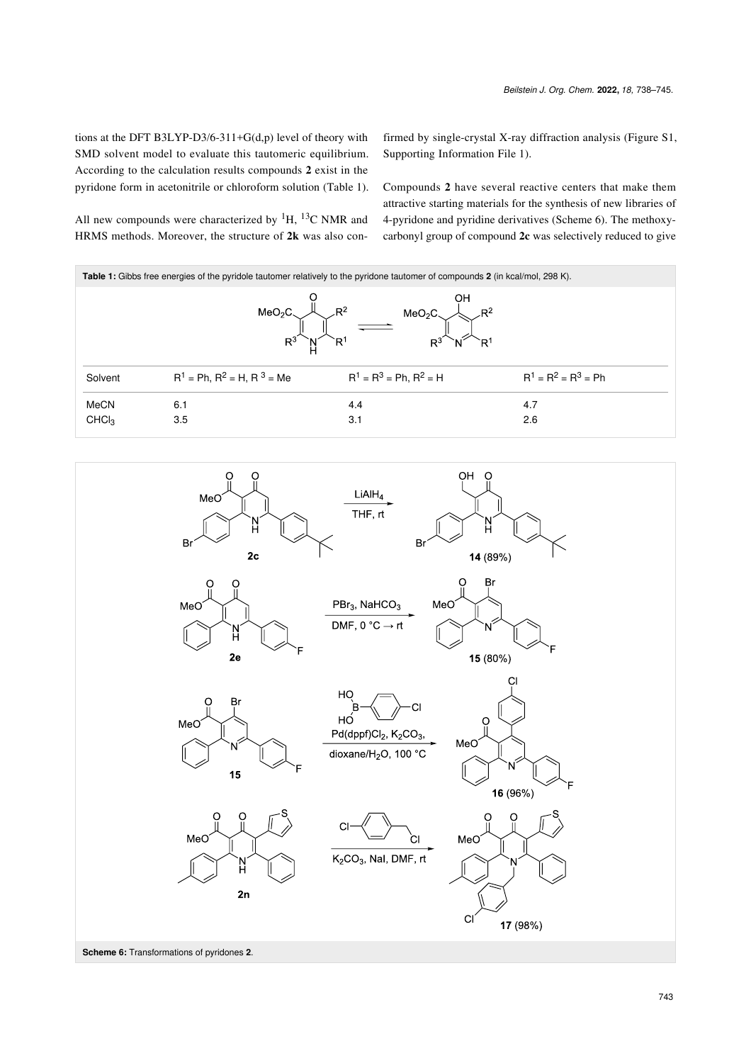tions at the DFT B3LYP-D3/6-311+G(d,p) level of theory with SMD solvent model to evaluate this tautomeric equilibrium. According to the calculation results compounds **2** exist in the pyridone form in acetonitrile or chloroform solution (Table 1).

All new compounds were characterized by $^{1}H$, $^{13}C$ NMR and HRMS methods. Moreover, the structure of **2k** was also confirmed by single-crystal X-ray diffraction analysis (Figure S1, Supporting Information File 1).

Compounds **2** have several reactive centers that make them attractive starting materials for the synthesis of new libraries of 4-pyridone and pyridine derivatives (Scheme 6). The methoxycarbonyl group of compound **2c** was selectively reduced to give

**Table 1:** Gibbs free energies of the pyridole tautomer relatively to the pyridone tautomer of compounds **2** (in kcal/mol, 298 K).

| Solvent | $R^1$ = Ph, $R^2$ = H, $R^3$ = Me | $R^1$ = $R^3$ = Ph, $R^2$ = H | $R^1$ = $R^2$ = $R^3$ = Ph |
|---|---|---|---|
| MeCN | 6.1 | 4.4 | 4.7 |
| $CHCl_3$ | 3.5 | 3.1 | 2.6 |

**Scheme 6:** Transformations of pyridones **2**.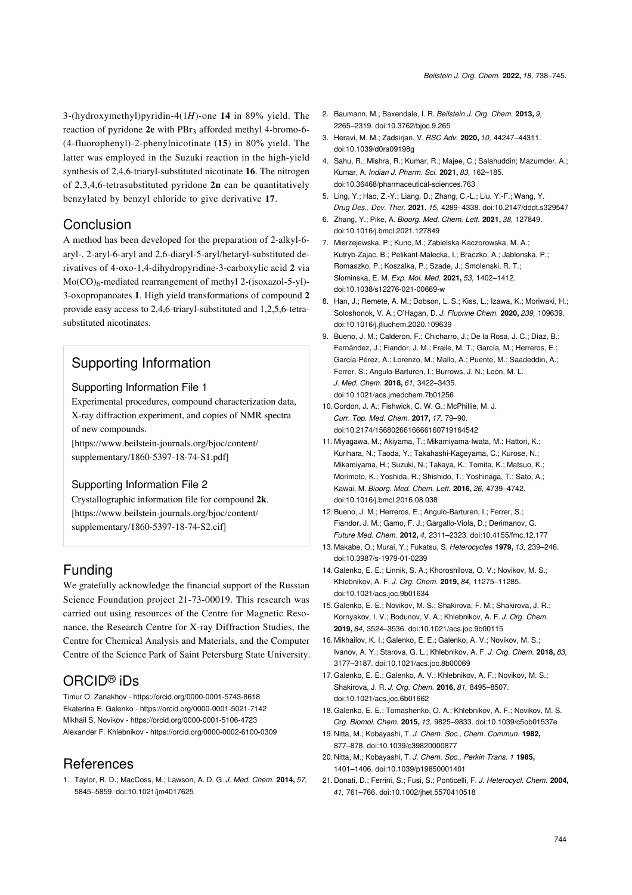3-(hydroxymethyl)pyridin-4(1*H*)-one **14** in 89% yield. The reaction of pyridone **2e** with $PBr_3$ afforded methyl 4-bromo-6-(4-fluorophenyl)-2-phenylnicotinate (**15**) in 80% yield. The latter was employed in the Suzuki reaction in the high-yield synthesis of 2,4,6-triaryl-substituted nicotinate **16**. The nitrogen of 2,3,4,6-tetrasubstituted pyridone **2n** can be quantitatively benzylated by benzyl chloride to give derivative **17**.

## Conclusion

A method has been developed for the preparation of 2-alkyl-6-aryl-, 2-aryl-6-aryl and 2,6-diaryl-5-aryl/hetaryl-substituted derivatives of 4-oxo-1,4-dihydropyridine-3-carboxylic acid **2** via $Mo(CO)_6$-mediated rearrangement of methyl 2-(isoxazol-5-yl)-3-oxopropanoates **1**. High yield transformations of compound **2** provide easy access to 2,4,6-triaryl-substituted and 1,2,5,6-tetrasubstituted nicotinates.

## Supporting Information

### Supporting Information File 1

Experimental procedures, compound characterization data, X-ray diffraction experiment, and copies of NMR spectra of new compounds.
[https://www.beilstein-journals.org/bjoc/content/supplementary/1860-5397-18-74-S1.pdf]

### Supporting Information File 2

Crystallographic information file for compound **2k**.
[https://www.beilstein-journals.org/bjoc/content/supplementary/1860-5397-18-74-S2.cif]

## Funding

We gratefully acknowledge the financial support of the Russian Science Foundation project 21-73-00019. This research was carried out using resources of the Centre for Magnetic Resonance, the Research Centre for X-ray Diffraction Studies, the Centre for Chemical Analysis and Materials, and the Computer Centre of the Science Park of Saint Petersburg State University.

## ORCID® iDs

Timur O. Zanakhov - https://orcid.org/0000-0001-5743-8618
Ekaterina E. Galenko - https://orcid.org/0000-0001-5021-7142
Mikhail S. Novikov - https://orcid.org/0000-0001-5106-4723
Alexander F. Khlebnikov - https://orcid.org/0000-0002-6100-0309

## References

1. Taylor, R. D.; MacCoss, M.; Lawson, A. D. G. *J. Med. Chem.* **2014,** *57,* 5845–5859. doi:10.1021/jm4017625
2. Baumann, M.; Baxendale, I. R. *Beilstein J. Org. Chem.* **2013,** *9,* 2265–2319. doi:10.3762/bjoc.9.265
3. Heravi, M. M.; Zadsirjan, V. *RSC Adv.* **2020,** *10,* 44247–44311. doi:10.1039/d0ra09198g
4. Sahu, R.; Mishra, R.; Kumar, R.; Majee, C.; Salahuddin; Mazumder, A.; Kumar, A. *Indian J. Pharm. Sci.* **2021,** *83,* 162–185. doi:10.36468/pharmaceutical-sciences.763
5. Ling, Y.; Hao, Z.-Y.; Liang, D.; Zhang, C.-L.; Liu, Y.-F.; Wang, Y. *Drug Des., Dev. Ther.* **2021,** *15,* 4289–4338. doi:10.2147/dddt.s329547
6. Zhang, Y.; Pike, A. *Bioorg. Med. Chem. Lett.* **2021,** *38,* 127849. doi:10.1016/j.bmcl.2021.127849
7. Mierzejewska, P.; Kunc, M.; Zabielska-Kaczorowska, M. A.; Kutryb-Zajac, B.; Pelikant-Malecka, I.; Braczko, A.; Jablonska, P.; Romaszko, P.; Koszalka, P.; Szade, J.; Smolenski, R. T.; Slominska, E. M. *Exp. Mol. Med.* **2021,** *53,* 1402–1412. doi:10.1038/s12276-021-00669-w
8. Han, J.; Remete, A. M.; Dobson, L. S.; Kiss, L.; Izawa, K.; Moriwaki, H.; Soloshonok, V. A.; O'Hagan, D. *J. Fluorine Chem.* **2020,** *239,* 109639. doi:10.1016/j.jfluchem.2020.109639
9. Bueno, J. M.; Calderon, F.; Chicharro, J.; De la Rosa, J. C.; Díaz, B.; Fernández, J.; Fiandor, J. M.; Fraile, M. T.; García, M.; Herreros, E.; García-Pérez, A.; Lorenzo, M.; Mallo, A.; Puente, M.; Saadeddin, A.; Ferrer, S.; Angulo-Barturen, I.; Burrows, J. N.; León, M. L. *J. Med. Chem.* **2018,** *61,* 3422–3435. doi:10.1021/acs.jmedchem.7b01256
10. Gordon, J. A.; Fishwick, C. W. G.; McPhillie, M. J. *Curr. Top. Med. Chem.* **2017,** *17,* 79–90. doi:10.2174/1568026616666160719164542
11. Miyagawa, M.; Akiyama, T.; Mikamiyama-Iwata, M.; Hattori, K.; Kurihara, N.; Taoda, Y.; Takahashi-Kageyama, C.; Kurose, N.; Mikamiyama, H.; Suzuki, N.; Takaya, K.; Tomita, K.; Matsuo, K.; Morimoto, K.; Yoshida, R.; Shishido, T.; Yoshinaga, T.; Sato, A.; Kawai, M. *Bioorg. Med. Chem. Lett.* **2016,** *26,* 4739–4742. doi:10.1016/j.bmcl.2016.08.038
12. Bueno, J. M.; Herreros, E.; Angulo-Barturen, I.; Ferrer, S.; Fiandor, J. M.; Gamo, F. J.; Gargallo-Viola, D.; Derimanov, G. *Future Med. Chem.* **2012,** *4,* 2311–2323. doi:10.4155/fmc.12.177
13. Makabe, O.; Murai, Y.; Fukatsu, S. *Heterocycles* **1979,** *13,* 239–246. doi:10.3987/s-1979-01-0239
14. Galenko, E. E.; Linnik, S. A.; Khoroshilova, O. V.; Novikov, M. S.; Khlebnikov, A. F. *J. Org. Chem.* **2019,** *84,* 11275–11285. doi:10.1021/acs.joc.9b01634
15. Galenko, E. E.; Novikov, M. S.; Shakirova, F. M.; Shakirova, J. R.; Kornyakov, I. V.; Bodunov, V. A.; Khlebnikov, A. F. *J. Org. Chem.* **2019,** *84,* 3524–3536. doi:10.1021/acs.joc.9b00115
16. Mikhailov, K. I.; Galenko, E. E.; Galenko, A. V.; Novikov, M. S.; Ivanov, A. Y.; Starova, G. L.; Khlebnikov, A. F. *J. Org. Chem.* **2018,** *83,* 3177–3187. doi:10.1021/acs.joc.8b00069
17. Galenko, E. E.; Galenko, A. V.; Khlebnikov, A. F.; Novikov, M. S.; Shakirova, J. R. *J. Org. Chem.* **2016,** *81,* 8495–8507. doi:10.1021/acs.joc.6b01662
18. Galenko, E. E.; Tomashenko, O. A.; Khlebnikov, A. F.; Novikov, M. S. *Org. Biomol. Chem.* **2015,** *13,* 9825–9833. doi:10.1039/c5ob01537e
19. Nitta, M.; Kobayashi, T. *J. Chem. Soc., Chem. Commun.* **1982,** 877–878. doi:10.1039/c39820000877
20. Nitta, M.; Kobayashi, T. *J. Chem. Soc., Perkin Trans. 1* **1985,** 1401–1406. doi:10.1039/p19850001401
21. Donati, D.; Ferrini, S.; Fusi, S.; Ponticelli, F. *J. Heterocycl. Chem.* **2004,** *41,* 761–766. doi:10.1002/jhet.5570410518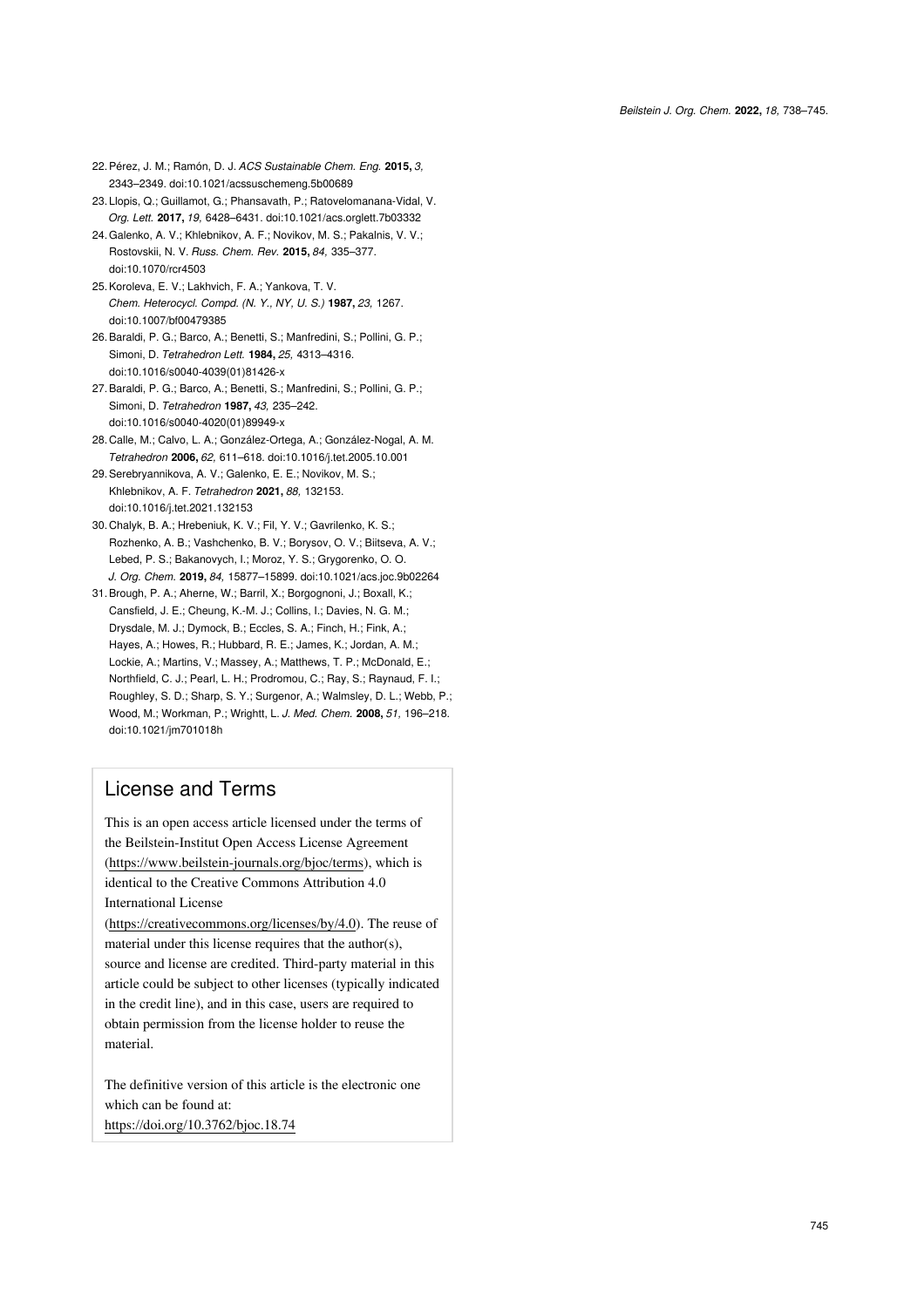22. Pérez, J. M.; Ramón, D. J. *ACS Sustainable Chem. Eng.* **2015,** *3,* 2343–2349. doi:10.1021/acssuschemeng.5b00689
23. Llopis, Q.; Guillamot, G.; Phansavath, P.; Ratovelomanana-Vidal, V. *Org. Lett.* **2017,** *19,* 6428–6431. doi:10.1021/acs.orglett.7b03332
24. Galenko, A. V.; Khlebnikov, A. F.; Novikov, M. S.; Pakalnis, V. V.; Rostovskii, N. V. *Russ. Chem. Rev.* **2015,** *84,* 335–377. doi:10.1070/rcr4503
25. Koroleva, E. V.; Lakhvich, F. A.; Yankova, T. V. *Chem. Heterocycl. Compd. (N. Y., NY, U. S.)* **1987,** *23,* 1267. doi:10.1007/bf00479385
26. Baraldi, P. G.; Barco, A.; Benetti, S.; Manfredini, S.; Pollini, G. P.; Simoni, D. *Tetrahedron Lett.* **1984,** *25,* 4313–4316. doi:10.1016/s0040-4039(01)81426-x
27. Baraldi, P. G.; Barco, A.; Benetti, S.; Manfredini, S.; Pollini, G. P.; Simoni, D. *Tetrahedron* **1987,** *43,* 235–242. doi:10.1016/s0040-4020(01)89949-x
28. Calle, M.; Calvo, L. A.; González-Ortega, A.; González-Nogal, A. M. *Tetrahedron* **2006,** *62,* 611–618. doi:10.1016/j.tet.2005.10.001
29. Serebryannikova, A. V.; Galenko, E. E.; Novikov, M. S.; Khlebnikov, A. F. *Tetrahedron* **2021,** *88,* 132153. doi:10.1016/j.tet.2021.132153
30. Chalyk, B. A.; Hrebeniuk, K. V.; Fil, Y. V.; Gavrilenko, K. S.; Rozhenko, A. B.; Vashchenko, B. V.; Borysov, O. V.; Biitseva, A. V.; Lebed, P. S.; Bakanovych, I.; Moroz, Y. S.; Grygorenko, O. O. *J. Org. Chem.* **2019,** *84,* 15877–15899. doi:10.1021/acs.joc.9b02264
31. Brough, P. A.; Aherne, W.; Barril, X.; Borgognoni, J.; Boxall, K.; Cansfield, J. E.; Cheung, K.-M. J.; Collins, I.; Davies, N. G. M.; Drysdale, M. J.; Dymock, B.; Eccles, S. A.; Finch, H.; Fink, A.; Hayes, A.; Howes, R.; Hubbard, R. E.; James, K.; Jordan, A. M.; Lockie, A.; Martins, V.; Massey, A.; Matthews, T. P.; McDonald, E.; Northfield, C. J.; Pearl, L. H.; Prodromou, C.; Ray, S.; Raynaud, F. I.; Roughley, S. D.; Sharp, S. Y.; Surgenor, A.; Walmsley, D. L.; Webb, P.; Wood, M.; Workman, P.; Wrightt, L. *J. Med. Chem.* **2008,** *51,* 196–218. doi:10.1021/jm701018h

## License and Terms

This is an open access article licensed under the terms of the Beilstein-Institut Open Access License Agreement (https://www.beilstein-journals.org/bjoc/terms), which is identical to the Creative Commons Attribution 4.0 International License (https://creativecommons.org/licenses/by/4.0). The reuse of material under this license requires that the author(s), source and license are credited. Third-party material in this article could be subject to other licenses (typically indicated in the credit line), and in this case, users are required to obtain permission from the license holder to reuse the material.

The definitive version of this article is the electronic one which can be found at:
https://doi.org/10.3762/bjoc.18.74